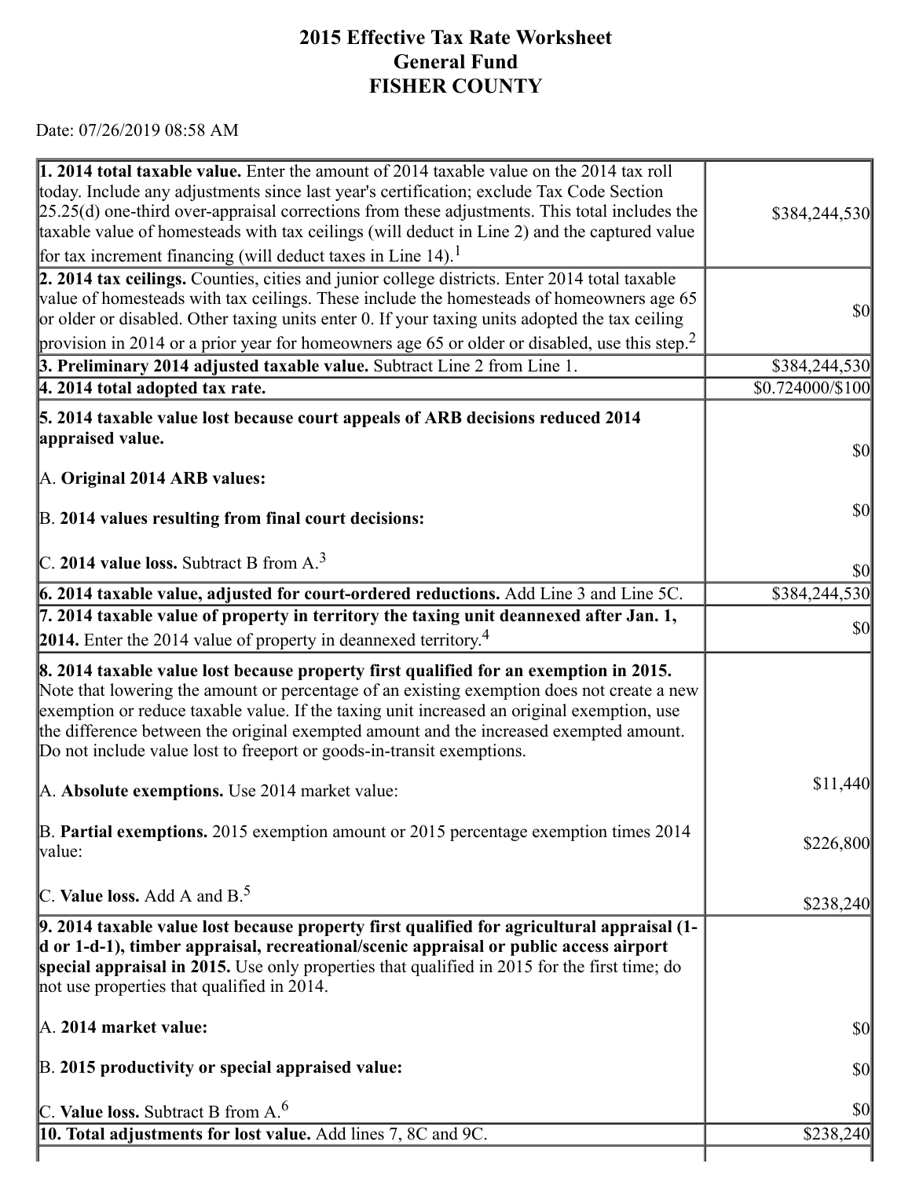# 2015 Effective Tax Rate Worksheet
## General Fund
## FISHER COUNTY

Date: 07/26/2019 08:58 AM

| | |
|---|---|
| **1. 2014 total taxable value.** Enter the amount of 2014 taxable value on the 2014 tax roll today. Include any adjustments since last year's certification; exclude Tax Code Section 25.25(d) one-third over-appraisal corrections from these adjustments. This total includes the taxable value of homesteads with tax ceilings (will deduct in Line 2) and the captured value for tax increment financing (will deduct taxes in Line 14).[1] | $384,244,530 |
| **2. 2014 tax ceilings.** Counties, cities and junior college districts. Enter 2014 total taxable value of homesteads with tax ceilings. These include the homesteads of homeowners age 65 or older or disabled. Other taxing units enter 0. If your taxing units adopted the tax ceiling provision in 2014 or a prior year for homeowners age 65 or older or disabled, use this step.[2] | $0 |
| **3. Preliminary 2014 adjusted taxable value.** Subtract Line 2 from Line 1. | $384,244,530 |
| **4. 2014 total adopted tax rate.** | $0.724000/$100 |
| **5. 2014 taxable value lost because court appeals of ARB decisions reduced 2014 appraised value.** | |
| A. **Original 2014 ARB values:** | $0 |
| B. **2014 values resulting from final court decisions:** | $0 |
| C. **2014 value loss.** Subtract B from A.[3] | $0 |
| **6. 2014 taxable value, adjusted for court-ordered reductions.** Add Line 3 and Line 5C. | $384,244,530 |
| **7. 2014 taxable value of property in territory the taxing unit deannexed after Jan. 1, 2014.** Enter the 2014 value of property in deannexed territory.[4] | $0 |
| **8. 2014 taxable value lost because property first qualified for an exemption in 2015.** Note that lowering the amount or percentage of an existing exemption does not create a new exemption or reduce taxable value. If the taxing unit increased an original exemption, use the difference between the original exempted amount and the increased exempted amount. Do not include value lost to freeport or goods-in-transit exemptions. | |
| A. **Absolute exemptions.** Use 2014 market value: | $11,440 |
| B. **Partial exemptions.** 2015 exemption amount or 2015 percentage exemption times 2014 value: | $226,800 |
| C. **Value loss.** Add A and B.[5] | $238,240 |
| **9. 2014 taxable value lost because property first qualified for agricultural appraisal (1-d or 1-d-1), timber appraisal, recreational/scenic appraisal or public access airport special appraisal in 2015.** Use only properties that qualified in 2015 for the first time; do not use properties that qualified in 2014. | |
| A. **2014 market value:** | $0 |
| B. **2015 productivity or special appraised value:** | $0 |
| C. **Value loss.** Subtract B from A.[6] | $0 |
| **10. Total adjustments for lost value.** Add lines 7, 8C and 9C. | $238,240 |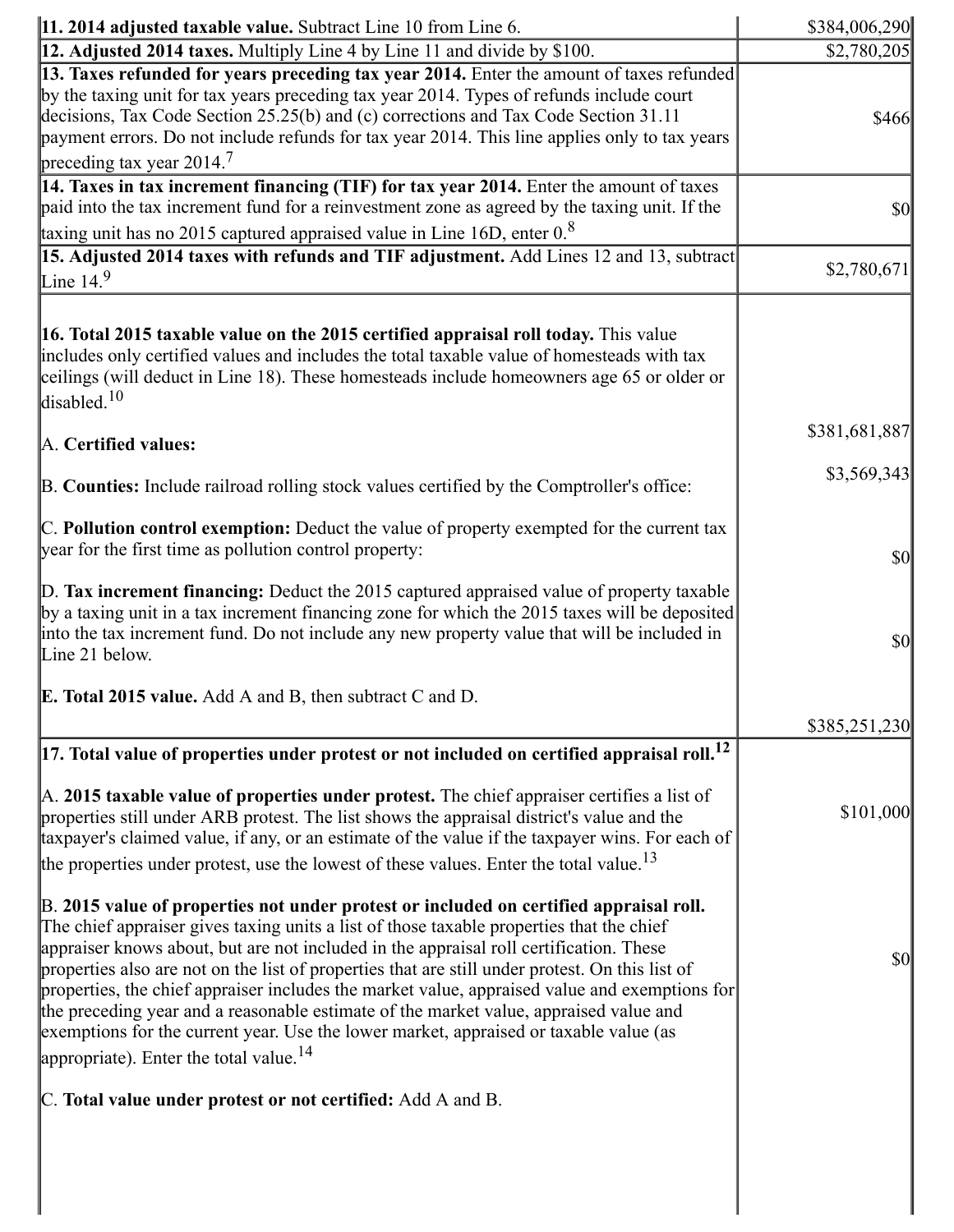| | |
|---|---|
| **11. 2014 adjusted taxable value.** Subtract Line 10 from Line 6. | $384,006,290 |
| **12. Adjusted 2014 taxes.** Multiply Line 4 by Line 11 and divide by $100. | $2,780,205 |
| **13. Taxes refunded for years preceding tax year 2014.** Enter the amount of taxes refunded by the taxing unit for tax years preceding tax year 2014. Types of refunds include court decisions, Tax Code Section 25.25(b) and (c) corrections and Tax Code Section 31.11 payment errors. Do not include refunds for tax year 2014. This line applies only to tax years preceding tax year 2014.[7] | $466 |
| **14. Taxes in tax increment financing (TIF) for tax year 2014.** Enter the amount of taxes paid into the tax increment fund for a reinvestment zone as agreed by the taxing unit. If the taxing unit has no 2015 captured appraised value in Line 16D, enter 0.[8] | $0 |
| **15. Adjusted 2014 taxes with refunds and TIF adjustment.** Add Lines 12 and 13, subtract Line 14.[9] | $2,780,671 |
| **16. Total 2015 taxable value on the 2015 certified appraisal roll today.** This value includes only certified values and includes the total taxable value of homesteads with tax ceilings (will deduct in Line 18). These homesteads include homeowners age 65 or older or disabled.[10] | |
| A. **Certified values:** | $381,681,887 |
| B. **Counties:** Include railroad rolling stock values certified by the Comptroller's office: | $3,569,343 |
| C. **Pollution control exemption:** Deduct the value of property exempted for the current tax year for the first time as pollution control property: | $0 |
| D. **Tax increment financing:** Deduct the 2015 captured appraised value of property taxable by a taxing unit in a tax increment financing zone for which the 2015 taxes will be deposited into the tax increment fund. Do not include any new property value that will be included in Line 21 below. | $0 |
| E. **Total 2015 value.** Add A and B, then subtract C and D. | $385,251,230 |
| **17. Total value of properties under protest or not included on certified appraisal roll.**[12] | |
| A. **2015 taxable value of properties under protest.** The chief appraiser certifies a list of properties still under ARB protest. The list shows the appraisal district's value and the taxpayer's claimed value, if any, or an estimate of the value if the taxpayer wins. For each of the properties under protest, use the lowest of these values. Enter the total value.[13] | $101,000 |
| B. **2015 value of properties not under protest or included on certified appraisal roll.** The chief appraiser gives taxing units a list of those taxable properties that the chief appraiser knows about, but are not included in the appraisal roll certification. These properties also are not on the list of properties that are still under protest. On this list of properties, the chief appraiser includes the market value, appraised value and exemptions for the preceding year and a reasonable estimate of the market value, appraised value and exemptions for the current year. Use the lower market, appraised or taxable value (as appropriate). Enter the total value.[14] | $0 |
| C. **Total value under protest or not certified:** Add A and B. | |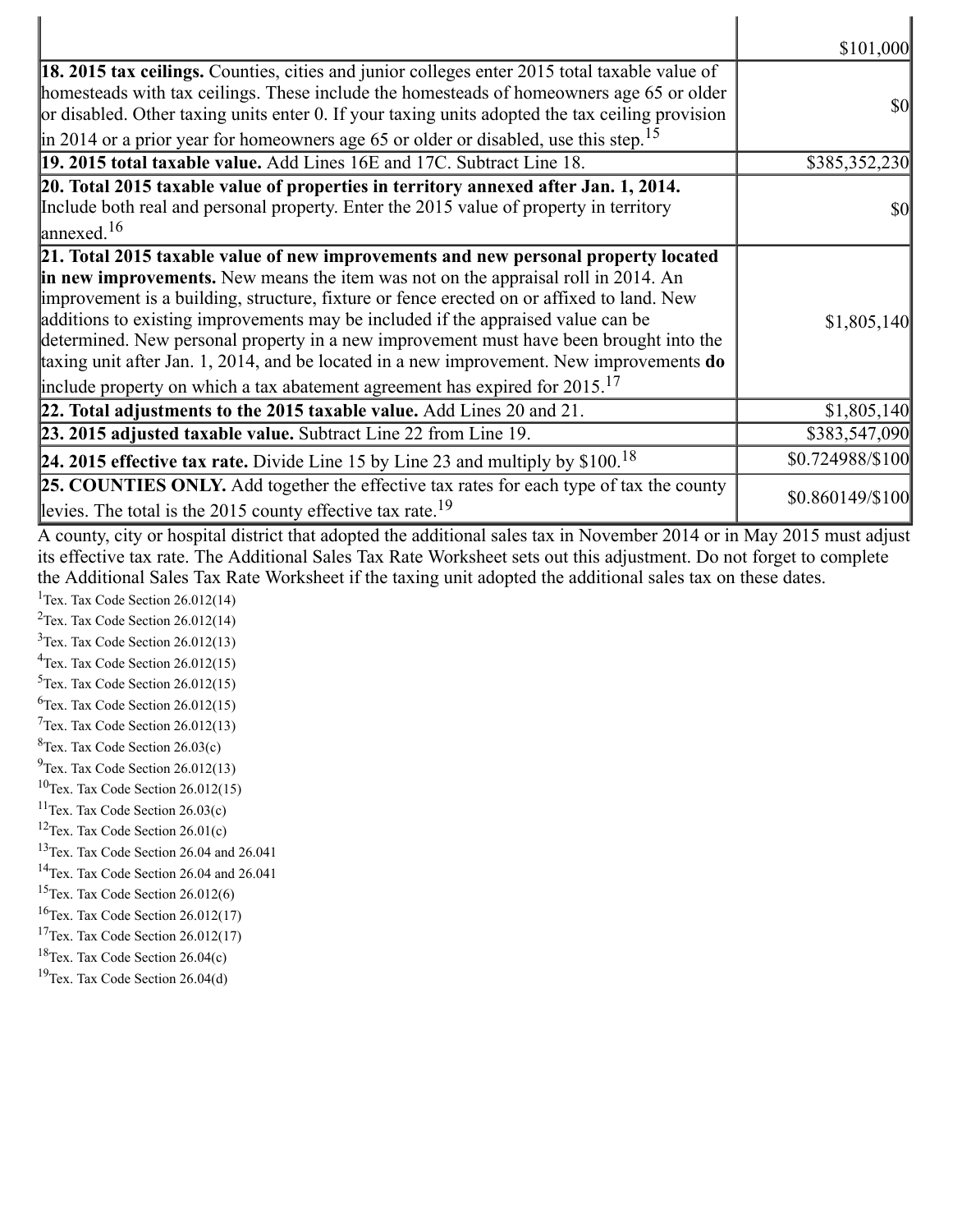| | |
|---|---|
| | $101,000 |
| **18. 2015 tax ceilings.** Counties, cities and junior colleges enter 2015 total taxable value of homesteads with tax ceilings. These include the homesteads of homeowners age 65 or older or disabled. Other taxing units enter 0. If your taxing units adopted the tax ceiling provision in 2014 or a prior year for homeowners age 65 or older or disabled, use this step.[15] | $0 |
| **19. 2015 total taxable value.** Add Lines 16E and 17C. Subtract Line 18. | $385,352,230 |
| **20. Total 2015 taxable value of properties in territory annexed after Jan. 1, 2014.** Include both real and personal property. Enter the 2015 value of property in territory annexed.[16] | $0 |
| **21. Total 2015 taxable value of new improvements and new personal property located in new improvements.** New means the item was not on the appraisal roll in 2014. An improvement is a building, structure, fixture or fence erected on or affixed to land. New additions to existing improvements may be included if the appraised value can be determined. New personal property in a new improvement must have been brought into the taxing unit after Jan. 1, 2014, and be located in a new improvement. New improvements **do** include property on which a tax abatement agreement has expired for 2015.[17] | $1,805,140 |
| **22. Total adjustments to the 2015 taxable value.** Add Lines 20 and 21. | $1,805,140 |
| **23. 2015 adjusted taxable value.** Subtract Line 22 from Line 19. | $383,547,090 |
| **24. 2015 effective tax rate.** Divide Line 15 by Line 23 and multiply by $100.[18] | $0.724988/$100 |
| **25. COUNTIES ONLY.** Add together the effective tax rates for each type of tax the county levies. The total is the 2015 county effective tax rate.[19] | $0.860149/$100 |

A county, city or hospital district that adopted the additional sales tax in November 2014 or in May 2015 must adjust its effective tax rate. The Additional Sales Tax Rate Worksheet sets out this adjustment. Do not forget to complete the Additional Sales Tax Rate Worksheet if the taxing unit adopted the additional sales tax on these dates.

[1] Tex. Tax Code Section 26.012(14)
[2] Tex. Tax Code Section 26.012(14)
[3] Tex. Tax Code Section 26.012(13)
[4] Tex. Tax Code Section 26.012(15)
[5] Tex. Tax Code Section 26.012(15)
[6] Tex. Tax Code Section 26.012(15)
[7] Tex. Tax Code Section 26.012(13)
[8] Tex. Tax Code Section 26.03(c)
[9] Tex. Tax Code Section 26.012(13)
[10] Tex. Tax Code Section 26.012(15)
[11] Tex. Tax Code Section 26.03(c)
[12] Tex. Tax Code Section 26.01(c)
[13] Tex. Tax Code Section 26.04 and 26.041
[14] Tex. Tax Code Section 26.04 and 26.041
[15] Tex. Tax Code Section 26.012(6)
[16] Tex. Tax Code Section 26.012(17)
[17] Tex. Tax Code Section 26.012(17)
[18] Tex. Tax Code Section 26.04(c)
[19] Tex. Tax Code Section 26.04(d)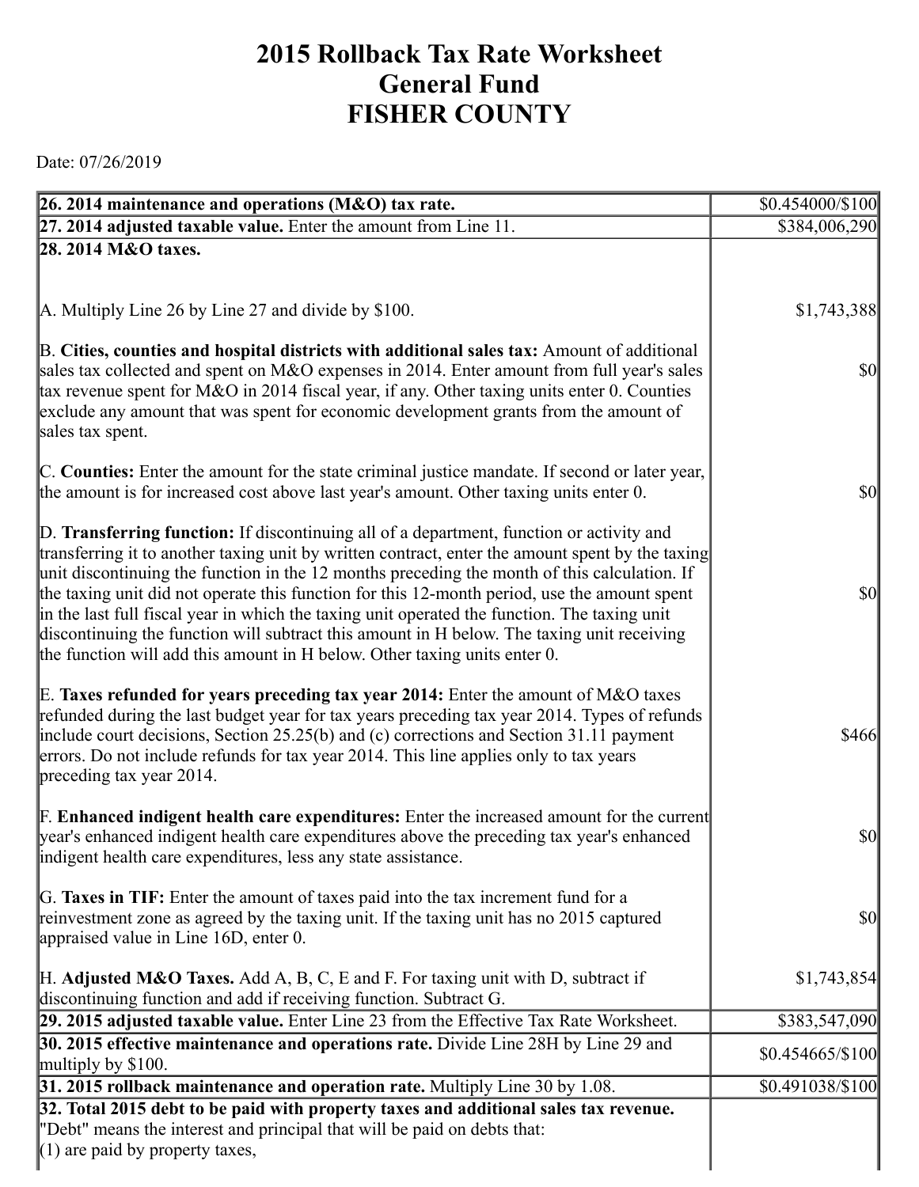# 2015 Rollback Tax Rate Worksheet
# General Fund
# FISHER COUNTY

Date: 07/26/2019

| | |
|---|---|
| **26. 2014 maintenance and operations (M&O) tax rate.** | $0.454000/$100 |
| **27. 2014 adjusted taxable value.** Enter the amount from Line 11. | $384,006,290 |
| **28. 2014 M&O taxes.** | |
| A. Multiply Line 26 by Line 27 and divide by $100. | $1,743,388 |
| B. **Cities, counties and hospital districts with additional sales tax:** Amount of additional sales tax collected and spent on M&O expenses in 2014. Enter amount from full year's sales tax revenue spent for M&O in 2014 fiscal year, if any. Other taxing units enter 0. Counties exclude any amount that was spent for economic development grants from the amount of sales tax spent. | $0 |
| C. **Counties:** Enter the amount for the state criminal justice mandate. If second or later year, the amount is for increased cost above last year's amount. Other taxing units enter 0. | $0 |
| D. **Transferring function:** If discontinuing all of a department, function or activity and transferring it to another taxing unit by written contract, enter the amount spent by the taxing unit discontinuing the function in the 12 months preceding the month of this calculation. If the taxing unit did not operate this function for this 12-month period, use the amount spent in the last full fiscal year in which the taxing unit operated the function. The taxing unit discontinuing the function will subtract this amount in H below. The taxing unit receiving the function will add this amount in H below. Other taxing units enter 0. | $0 |
| E. **Taxes refunded for years preceding tax year 2014:** Enter the amount of M&O taxes refunded during the last budget year for tax years preceding tax year 2014. Types of refunds include court decisions, Section 25.25(b) and (c) corrections and Section 31.11 payment errors. Do not include refunds for tax year 2014. This line applies only to tax years preceding tax year 2014. | $466 |
| F. **Enhanced indigent health care expenditures:** Enter the increased amount for the current year's enhanced indigent health care expenditures above the preceding tax year's enhanced indigent health care expenditures, less any state assistance. | $0 |
| G. **Taxes in TIF:** Enter the amount of taxes paid into the tax increment fund for a reinvestment zone as agreed by the taxing unit. If the taxing unit has no 2015 captured appraised value in Line 16D, enter 0. | $0 |
| H. **Adjusted M&O Taxes.** Add A, B, C, E and F. For taxing unit with D, subtract if discontinuing function and add if receiving function. Subtract G. | $1,743,854 |
| **29. 2015 adjusted taxable value.** Enter Line 23 from the Effective Tax Rate Worksheet. | $383,547,090 |
| **30. 2015 effective maintenance and operations rate.** Divide Line 28H by Line 29 and multiply by $100. | $0.454665/$100 |
| **31. 2015 rollback maintenance and operation rate.** Multiply Line 30 by 1.08. | $0.491038/$100 |
| **32. Total 2015 debt to be paid with property taxes and additional sales tax revenue.** "Debt" means the interest and principal that will be paid on debts that:<br>(1) are paid by property taxes, | |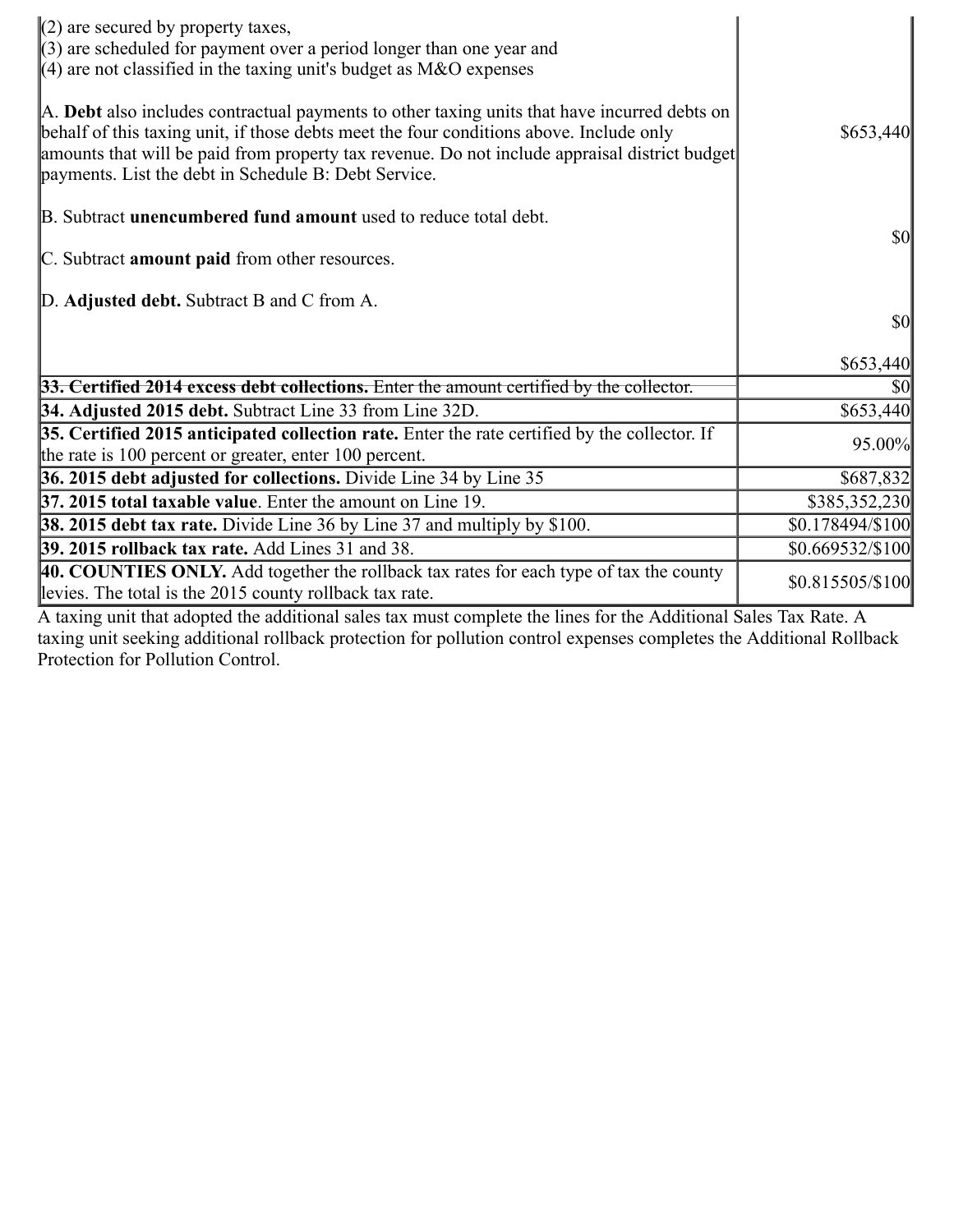| | |
|---|---|
| (2) are secured by property taxes,<br>(3) are scheduled for payment over a period longer than one year and<br>(4) are not classified in the taxing unit's budget as M&O expenses<br><br>A. **Debt** also includes contractual payments to other taxing units that have incurred debts on behalf of this taxing unit, if those debts meet the four conditions above. Include only amounts that will be paid from property tax revenue. Do not include appraisal district budget payments. List the debt in Schedule B: Debt Service.<br><br>B. Subtract **unencumbered fund amount** used to reduce total debt.<br><br>C. Subtract **amount paid** from other resources.<br><br>D. **Adjusted debt.** Subtract B and C from A. | $653,440<br><br>$0<br><br>$0<br><br>$653,440 |
| ~~**33. Certified 2014 excess debt collections.** Enter the amount certified by the collector.~~ | $0 |
| **34. Adjusted 2015 debt.** Subtract Line 33 from Line 32D. | $653,440 |
| **35. Certified 2015 anticipated collection rate.** Enter the rate certified by the collector. If the rate is 100 percent or greater, enter 100 percent. | 95.00% |
| **36. 2015 debt adjusted for collections.** Divide Line 34 by Line 35 | $687,832 |
| **37. 2015 total taxable value**. Enter the amount on Line 19. | $385,352,230 |
| **38. 2015 debt tax rate.** Divide Line 36 by Line 37 and multiply by $100. | $0.178494/$100 |
| **39. 2015 rollback tax rate.** Add Lines 31 and 38. | $0.669532/$100 |
| **40. COUNTIES ONLY.** Add together the rollback tax rates for each type of tax the county levies. The total is the 2015 county rollback tax rate. | $0.815505/$100 |

A taxing unit that adopted the additional sales tax must complete the lines for the Additional Sales Tax Rate. A taxing unit seeking additional rollback protection for pollution control expenses completes the Additional Rollback Protection for Pollution Control.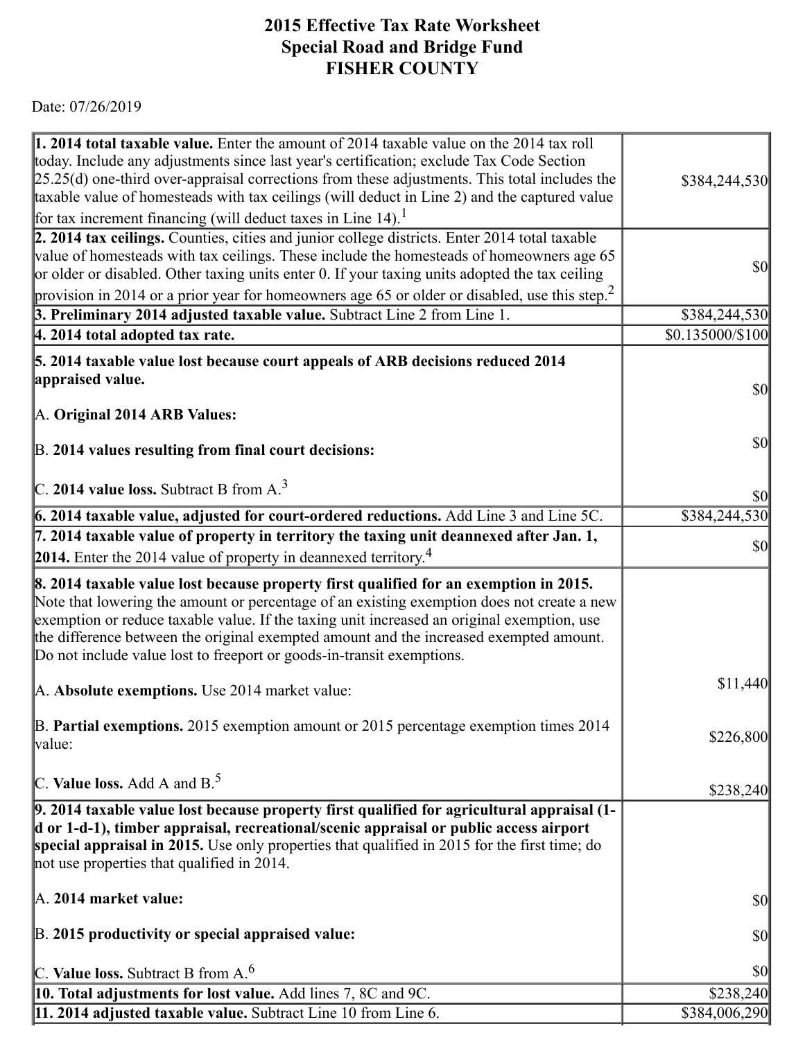# 2015 Effective Tax Rate Worksheet
## Special Road and Bridge Fund
## FISHER COUNTY

Date: 07/26/2019

| | |
|---|---|
| **1. 2014 total taxable value.** Enter the amount of 2014 taxable value on the 2014 tax roll today. Include any adjustments since last year's certification; exclude Tax Code Section 25.25(d) one-third over-appraisal corrections from these adjustments. This total includes the taxable value of homesteads with tax ceilings (will deduct in Line 2) and the captured value for tax increment financing (will deduct taxes in Line 14).[1] | $384,244,530 |
| **2. 2014 tax ceilings.** Counties, cities and junior college districts. Enter 2014 total taxable value of homesteads with tax ceilings. These include the homesteads of homeowners age 65 or older or disabled. Other taxing units enter 0. If your taxing units adopted the tax ceiling provision in 2014 or a prior year for homeowners age 65 or older or disabled, use this step.[2] | $0 |
| **3. Preliminary 2014 adjusted taxable value.** Subtract Line 2 from Line 1. | $384,244,530 |
| **4. 2014 total adopted tax rate.** | $0.135000/$100 |
| **5. 2014 taxable value lost because court appeals of ARB decisions reduced 2014 appraised value.**<br><br>A. **Original 2014 ARB Values:** | $0 |
| B. **2014 values resulting from final court decisions:** | $0 |
| C. **2014 value loss.** Subtract B from A.[3] | $0 |
| **6. 2014 taxable value, adjusted for court-ordered reductions.** Add Line 3 and Line 5C. | $384,244,530 |
| **7. 2014 taxable value of property in territory the taxing unit deannexed after Jan. 1, 2014.** Enter the 2014 value of property in deannexed territory.[4] | $0 |
| **8. 2014 taxable value lost because property first qualified for an exemption in 2015.** Note that lowering the amount or percentage of an existing exemption does not create a new exemption or reduce taxable value. If the taxing unit increased an original exemption, use the difference between the original exempted amount and the increased exempted amount. Do not include value lost to freeport or goods-in-transit exemptions.<br><br>A. **Absolute exemptions.** Use 2014 market value: | $11,440 |
| B. **Partial exemptions.** 2015 exemption amount or 2015 percentage exemption times 2014 value: | $226,800 |
| C. **Value loss.** Add A and B.[5] | $238,240 |
| **9. 2014 taxable value lost because property first qualified for agricultural appraisal (1-d or 1-d-1), timber appraisal, recreational/scenic appraisal or public access airport special appraisal in 2015.** Use only properties that qualified in 2015 for the first time; do not use properties that qualified in 2014.<br><br>A. **2014 market value:** | $0 |
| B. **2015 productivity or special appraised value:** | $0 |
| C. **Value loss.** Subtract B from A.[6] | $0 |
| **10. Total adjustments for lost value.** Add lines 7, 8C and 9C. | $238,240 |
| **11. 2014 adjusted taxable value.** Subtract Line 10 from Line 6. | $384,006,290 |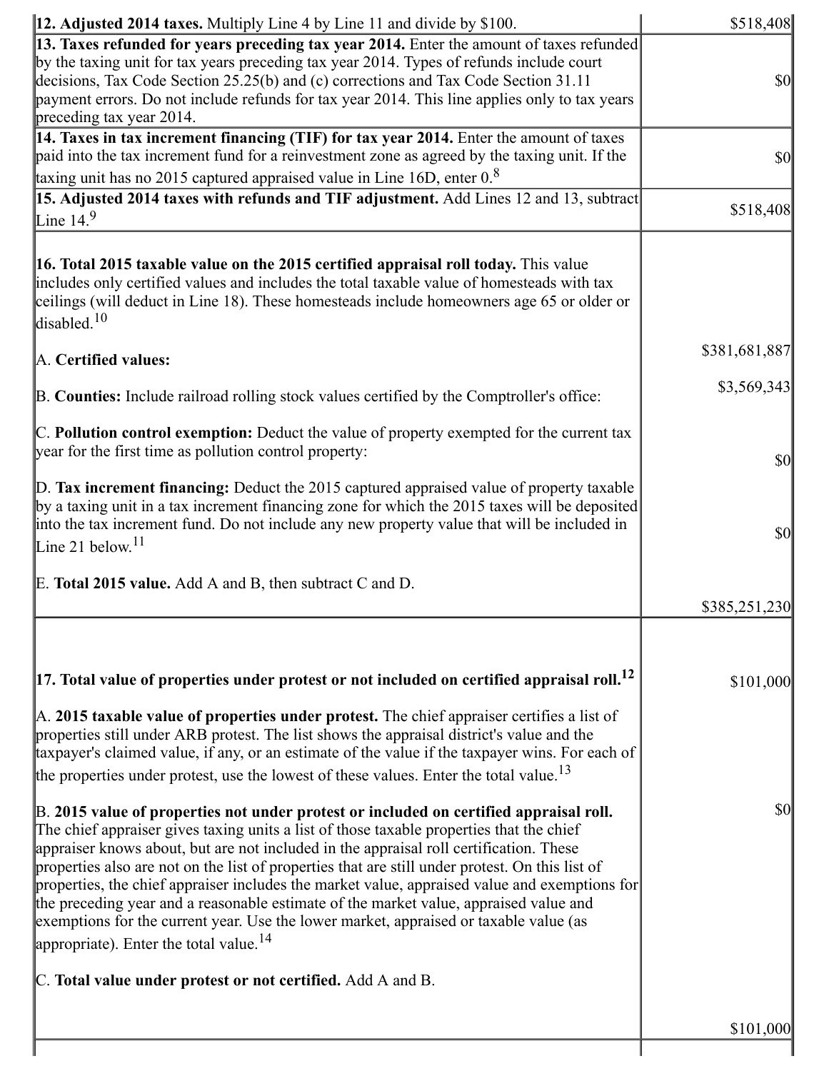| | |
|---|---|
| **12. Adjusted 2014 taxes.** Multiply Line 4 by Line 11 and divide by $100. | $518,408 |
| **13. Taxes refunded for years preceding tax year 2014.** Enter the amount of taxes refunded by the taxing unit for tax years preceding tax year 2014. Types of refunds include court decisions, Tax Code Section 25.25(b) and (c) corrections and Tax Code Section 31.11 payment errors. Do not include refunds for tax year 2014. This line applies only to tax years preceding tax year 2014. | $0 |
| **14. Taxes in tax increment financing (TIF) for tax year 2014.** Enter the amount of taxes paid into the tax increment fund for a reinvestment zone as agreed by the taxing unit. If the taxing unit has no 2015 captured appraised value in Line 16D, enter 0.[8] | $0 |
| **15. Adjusted 2014 taxes with refunds and TIF adjustment.** Add Lines 12 and 13, subtract Line 14.[9] | $518,408 |
| **16. Total 2015 taxable value on the 2015 certified appraisal roll today.** This value includes only certified values and includes the total taxable value of homesteads with tax ceilings (will deduct in Line 18). These homesteads include homeowners age 65 or older or disabled.[10]<br><br>A. **Certified values:**<br><br>B. **Counties:** Include railroad rolling stock values certified by the Comptroller's office:<br><br>C. **Pollution control exemption:** Deduct the value of property exempted for the current tax year for the first time as pollution control property:<br><br>D. **Tax increment financing:** Deduct the 2015 captured appraised value of property taxable by a taxing unit in a tax increment financing zone for which the 2015 taxes will be deposited into the tax increment fund. Do not include any new property value that will be included in Line 21 below.[11]<br><br>E. **Total 2015 value.** Add A and B, then subtract C and D. | $381,681,887<br><br>$3,569,343<br><br>$0<br><br>$0<br><br>$385,251,230 |
| **17. Total value of properties under protest or not included on certified appraisal roll.**[12]<br><br>A. **2015 taxable value of properties under protest.** The chief appraiser certifies a list of properties still under ARB protest. The list shows the appraisal district's value and the taxpayer's claimed value, if any, or an estimate of the value if the taxpayer wins. For each of the properties under protest, use the lowest of these values. Enter the total value.[13]<br><br>B. **2015 value of properties not under protest or included on certified appraisal roll.** The chief appraiser gives taxing units a list of those taxable properties that the chief appraiser knows about, but are not included in the appraisal roll certification. These properties also are not on the list of properties that are still under protest. On this list of properties, the chief appraiser includes the market value, appraised value and exemptions for the preceding year and a reasonable estimate of the market value, appraised value and exemptions for the current year. Use the lower market, appraised or taxable value (as appropriate). Enter the total value.[14]<br><br>C. **Total value under protest or not certified.** Add A and B. | $101,000<br><br>$0<br><br>$101,000 |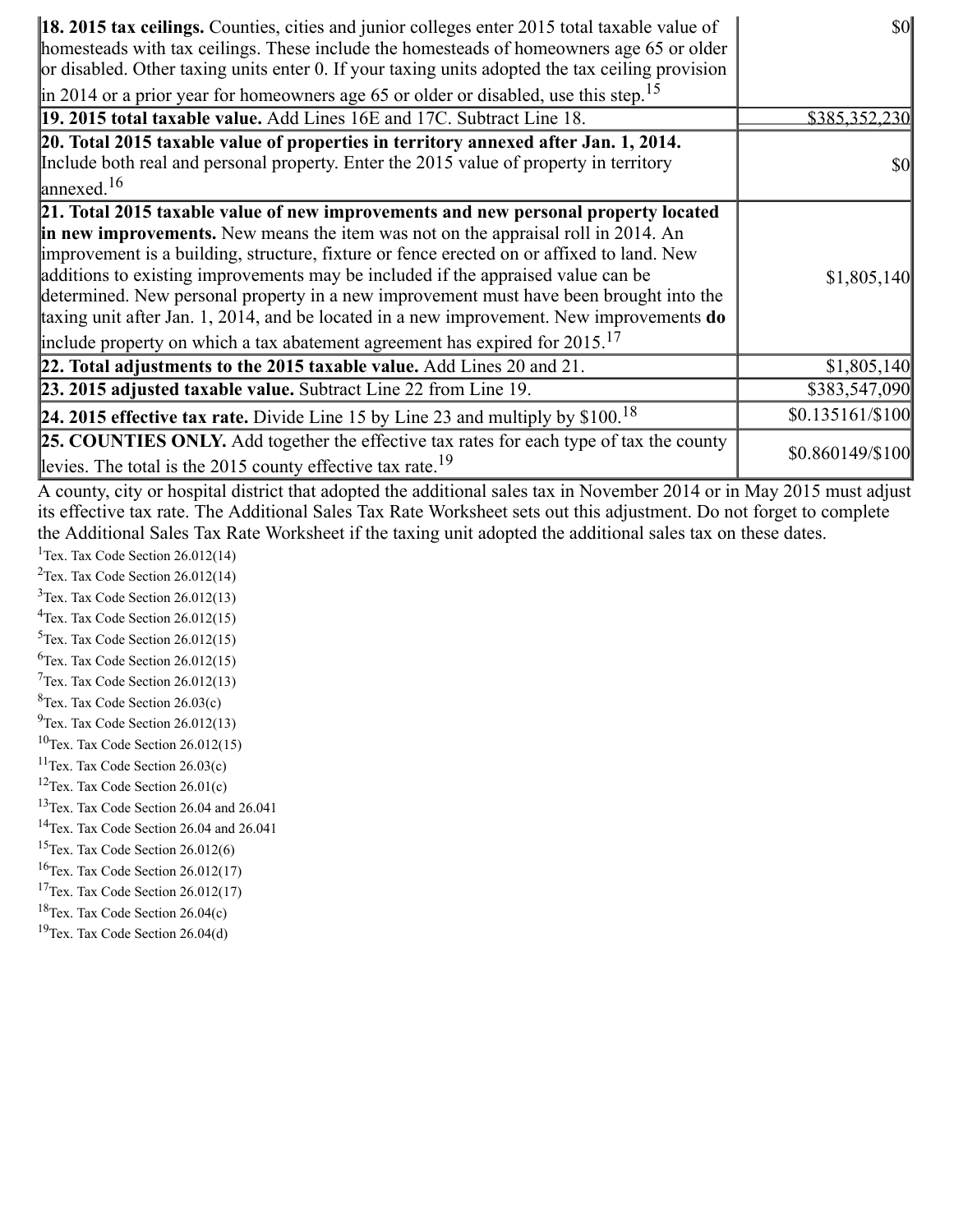| | |
|---|---|
| **18. 2015 tax ceilings.** Counties, cities and junior colleges enter 2015 total taxable value of homesteads with tax ceilings. These include the homesteads of homeowners age 65 or older or disabled. Other taxing units enter 0. If your taxing units adopted the tax ceiling provision in 2014 or a prior year for homeowners age 65 or older or disabled, use this step.[15] | $0 |
| **19. 2015 total taxable value.** Add Lines 16E and 17C. Subtract Line 18. | $385,352,230 |
| **20. Total 2015 taxable value of properties in territory annexed after Jan. 1, 2014.** Include both real and personal property. Enter the 2015 value of property in territory annexed.[16] | $0 |
| **21. Total 2015 taxable value of new improvements and new personal property located in new improvements.** New means the item was not on the appraisal roll in 2014. An improvement is a building, structure, fixture or fence erected on or affixed to land. New additions to existing improvements may be included if the appraised value can be determined. New personal property in a new improvement must have been brought into the taxing unit after Jan. 1, 2014, and be located in a new improvement. New improvements **do** include property on which a tax abatement agreement has expired for 2015.[17] | $1,805,140 |
| **22. Total adjustments to the 2015 taxable value.** Add Lines 20 and 21. | $1,805,140 |
| **23. 2015 adjusted taxable value.** Subtract Line 22 from Line 19. | $383,547,090 |
| **24. 2015 effective tax rate.** Divide Line 15 by Line 23 and multiply by $100.[18] | $0.135161/$100 |
| **25. COUNTIES ONLY.** Add together the effective tax rates for each type of tax the county levies. The total is the 2015 county effective tax rate.[19] | $0.860149/$100 |

A county, city or hospital district that adopted the additional sales tax in November 2014 or in May 2015 must adjust its effective tax rate. The Additional Sales Tax Rate Worksheet sets out this adjustment. Do not forget to complete the Additional Sales Tax Rate Worksheet if the taxing unit adopted the additional sales tax on these dates.

[1]Tex. Tax Code Section 26.012(14)
[2]Tex. Tax Code Section 26.012(14)
[3]Tex. Tax Code Section 26.012(13)
[4]Tex. Tax Code Section 26.012(15)
[5]Tex. Tax Code Section 26.012(15)
[6]Tex. Tax Code Section 26.012(15)
[7]Tex. Tax Code Section 26.012(13)
[8]Tex. Tax Code Section 26.03(c)
[9]Tex. Tax Code Section 26.012(13)
[10]Tex. Tax Code Section 26.012(15)
[11]Tex. Tax Code Section 26.03(c)
[12]Tex. Tax Code Section 26.01(c)
[13]Tex. Tax Code Section 26.04 and 26.041
[14]Tex. Tax Code Section 26.04 and 26.041
[15]Tex. Tax Code Section 26.012(6)
[16]Tex. Tax Code Section 26.012(17)
[17]Tex. Tax Code Section 26.012(17)
[18]Tex. Tax Code Section 26.04(c)
[19]Tex. Tax Code Section 26.04(d)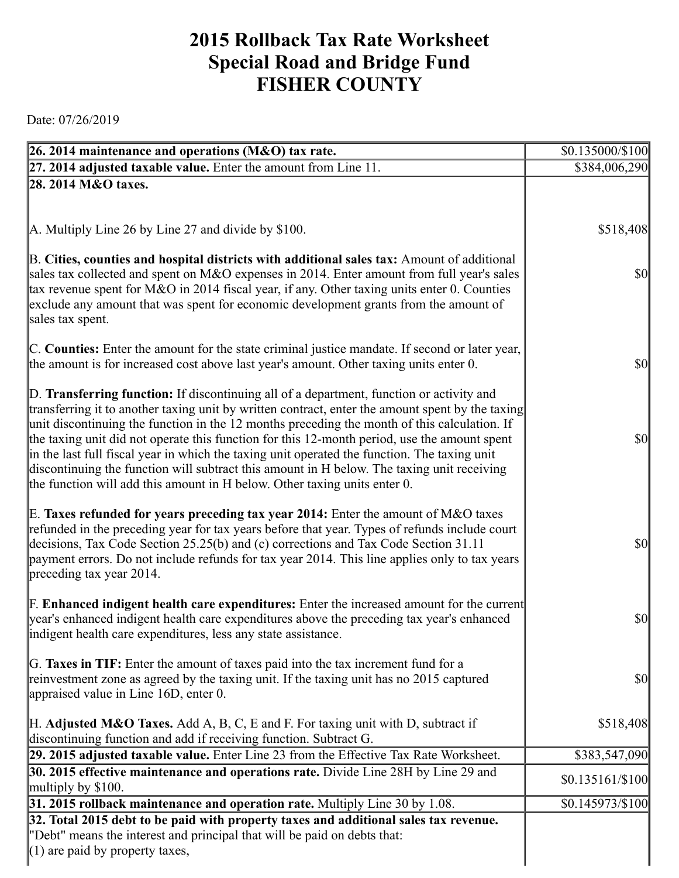# 2015 Rollback Tax Rate Worksheet
# Special Road and Bridge Fund
# FISHER COUNTY

Date: 07/26/2019

| | |
|---|---|
| **26. 2014 maintenance and operations (M&O) tax rate.** | $0.135000/$100 |
| **27. 2014 adjusted taxable value.** Enter the amount from Line 11. | $384,006,290 |
| **28. 2014 M&O taxes.** | |
| A. Multiply Line 26 by Line 27 and divide by $100. | $518,408 |
| B. **Cities, counties and hospital districts with additional sales tax:** Amount of additional sales tax collected and spent on M&O expenses in 2014. Enter amount from full year's sales tax revenue spent for M&O in 2014 fiscal year, if any. Other taxing units enter 0. Counties exclude any amount that was spent for economic development grants from the amount of sales tax spent. | $0 |
| C. **Counties:** Enter the amount for the state criminal justice mandate. If second or later year, the amount is for increased cost above last year's amount. Other taxing units enter 0. | $0 |
| D. **Transferring function:** If discontinuing all of a department, function or activity and transferring it to another taxing unit by written contract, enter the amount spent by the taxing unit discontinuing the function in the 12 months preceding the month of this calculation. If the taxing unit did not operate this function for this 12-month period, use the amount spent in the last full fiscal year in which the taxing unit operated the function. The taxing unit discontinuing the function will subtract this amount in H below. The taxing unit receiving the function will add this amount in H below. Other taxing units enter 0. | $0 |
| E. **Taxes refunded for years preceding tax year 2014:** Enter the amount of M&O taxes refunded in the preceding year for tax years before that year. Types of refunds include court decisions, Tax Code Section 25.25(b) and (c) corrections and Tax Code Section 31.11 payment errors. Do not include refunds for tax year 2014. This line applies only to tax years preceding tax year 2014. | $0 |
| F. **Enhanced indigent health care expenditures:** Enter the increased amount for the current year's enhanced indigent health care expenditures above the preceding tax year's enhanced indigent health care expenditures, less any state assistance. | $0 |
| G. **Taxes in TIF:** Enter the amount of taxes paid into the tax increment fund for a reinvestment zone as agreed by the taxing unit. If the taxing unit has no 2015 captured appraised value in Line 16D, enter 0. | $0 |
| H. **Adjusted M&O Taxes.** Add A, B, C, E and F. For taxing unit with D, subtract if discontinuing function and add if receiving function. Subtract G. | $518,408 |
| **29. 2015 adjusted taxable value.** Enter Line 23 from the Effective Tax Rate Worksheet. | $383,547,090 |
| **30. 2015 effective maintenance and operations rate.** Divide Line 28H by Line 29 and multiply by $100. | $0.135161/$100 |
| **31. 2015 rollback maintenance and operation rate.** Multiply Line 30 by 1.08. | $0.145973/$100 |
| **32. Total 2015 debt to be paid with property taxes and additional sales tax revenue.** "Debt" means the interest and principal that will be paid on debts that:<br>(1) are paid by property taxes, | |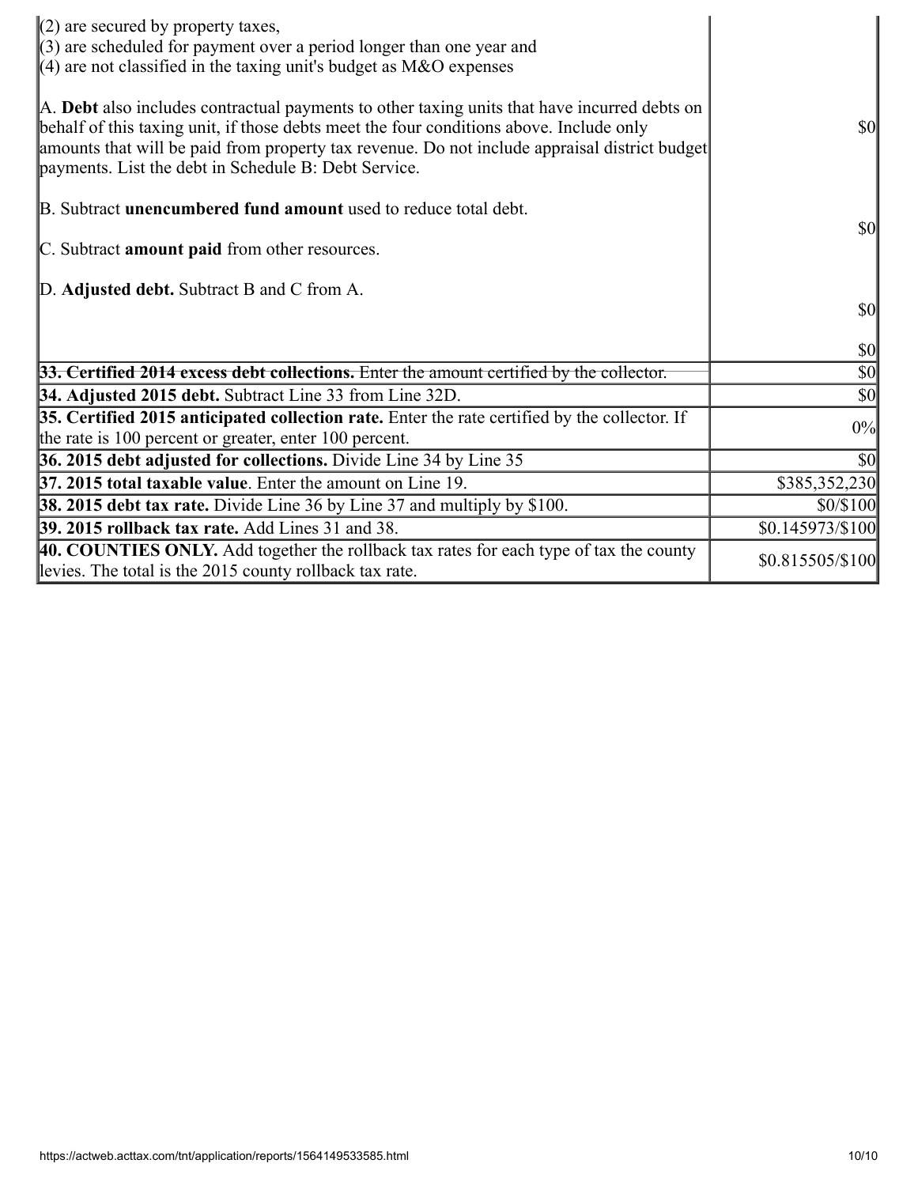| | |
|---|---|
| (2) are secured by property taxes,<br>(3) are scheduled for payment over a period longer than one year and<br>(4) are not classified in the taxing unit's budget as M&O expenses<br><br>A. **Debt** also includes contractual payments to other taxing units that have incurred debts on behalf of this taxing unit, if those debts meet the four conditions above. Include only amounts that will be paid from property tax revenue. Do not include appraisal district budget payments. List the debt in Schedule B: Debt Service.<br><br>B. Subtract **unencumbered fund amount** used to reduce total debt.<br><br>C. Subtract **amount paid** from other resources.<br><br>D. **Adjusted debt.** Subtract B and C from A. | $0<br><br>$0<br><br>$0<br><br>$0 |
| ~~**33. Certified 2014 excess debt collections.** Enter the amount certified by the collector.~~ | $0 |
| **34. Adjusted 2015 debt.** Subtract Line 33 from Line 32D. | $0 |
| **35. Certified 2015 anticipated collection rate.** Enter the rate certified by the collector. If the rate is 100 percent or greater, enter 100 percent. | 0% |
| **36. 2015 debt adjusted for collections.** Divide Line 34 by Line 35 | $0 |
| **37. 2015 total taxable value**. Enter the amount on Line 19. | $385,352,230 |
| **38. 2015 debt tax rate.** Divide Line 36 by Line 37 and multiply by $100. | $0/$100 |
| **39. 2015 rollback tax rate.** Add Lines 31 and 38. | $0.145973/$100 |
| **40. COUNTIES ONLY.** Add together the rollback tax rates for each type of tax the county levies. The total is the 2015 county rollback tax rate. | $0.815505/$100 |